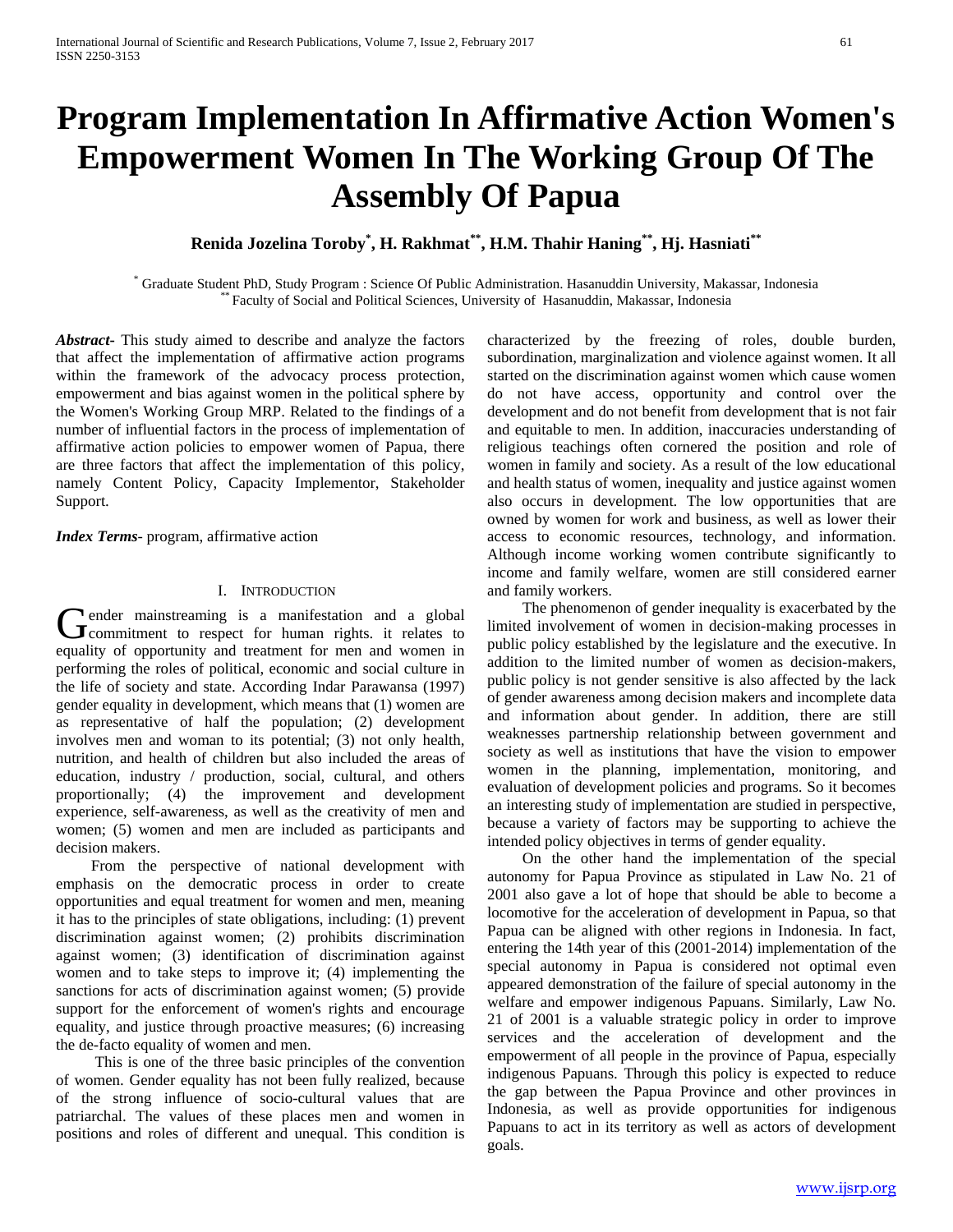# Program Implementation In Affirmative Action Women's Empowerment Women In The Working Group Of The Assembly Of Papua

**Renida Jozelina Toroby[*], H. Rakhmat[**], H.M. Thahir Haning[**], Hj. Hasniati[**]**

[*] Graduate Student PhD, Study Program : Science Of Public Administration. Hasanuddin University, Makassar, Indonesia
[**] Faculty of Social and Political Sciences, University of Hasanuddin, Makassar, Indonesia

***Abstract***- This study aimed to describe and analyze the factors that affect the implementation of affirmative action programs within the framework of the advocacy process protection, empowerment and bias against women in the political sphere by the Women's Working Group MRP. Related to the findings of a number of influential factors in the process of implementation of affirmative action policies to empower women of Papua, there are three factors that affect the implementation of this policy, namely Content Policy, Capacity Implementor, Stakeholder Support.

***Index Terms***- program, affirmative action

## I. Introduction

Gender mainstreaming is a manifestation and a global commitment to respect for human rights. it relates to equality of opportunity and treatment for men and women in performing the roles of political, economic and social culture in the life of society and state. According Indar Parawansa (1997) gender equality in development, which means that (1) women are as representative of half the population; (2) development involves men and woman to its potential; (3) not only health, nutrition, and health of children but also included the areas of education, industry / production, social, cultural, and others proportionally; (4) the improvement and development experience, self-awareness, as well as the creativity of men and women; (5) women and men are included as participants and decision makers.

From the perspective of national development with emphasis on the democratic process in order to create opportunities and equal treatment for women and men, meaning it has to the principles of state obligations, including: (1) prevent discrimination against women; (2) prohibits discrimination against women; (3) identification of discrimination against women and to take steps to improve it; (4) implementing the sanctions for acts of discrimination against women; (5) provide support for the enforcement of women's rights and encourage equality, and justice through proactive measures; (6) increasing the de-facto equality of women and men.

This is one of the three basic principles of the convention of women. Gender equality has not been fully realized, because of the strong influence of socio-cultural values that are patriarchal. The values of these places men and women in positions and roles of different and unequal. This condition is characterized by the freezing of roles, double burden, subordination, marginalization and violence against women. It all started on the discrimination against women which cause women do not have access, opportunity and control over the development and do not benefit from development that is not fair and equitable to men. In addition, inaccuracies understanding of religious teachings often cornered the position and role of women in family and society. As a result of the low educational and health status of women, inequality and justice against women also occurs in development. The low opportunities that are owned by women for work and business, as well as lower their access to economic resources, technology, and information. Although income working women contribute significantly to income and family welfare, women are still considered earner and family workers.

The phenomenon of gender inequality is exacerbated by the limited involvement of women in decision-making processes in public policy established by the legislature and the executive. In addition to the limited number of women as decision-makers, public policy is not gender sensitive is also affected by the lack of gender awareness among decision makers and incomplete data and information about gender. In addition, there are still weaknesses partnership relationship between government and society as well as institutions that have the vision to empower women in the planning, implementation, monitoring, and evaluation of development policies and programs. So it becomes an interesting study of implementation are studied in perspective, because a variety of factors may be supporting to achieve the intended policy objectives in terms of gender equality.

On the other hand the implementation of the special autonomy for Papua Province as stipulated in Law No. 21 of 2001 also gave a lot of hope that should be able to become a locomotive for the acceleration of development in Papua, so that Papua can be aligned with other regions in Indonesia. In fact, entering the 14th year of this (2001-2014) implementation of the special autonomy in Papua is considered not optimal even appeared demonstration of the failure of special autonomy in the welfare and empower indigenous Papuans. Similarly, Law No. 21 of 2001 is a valuable strategic policy in order to improve services and the acceleration of development and the empowerment of all people in the province of Papua, especially indigenous Papuans. Through this policy is expected to reduce the gap between the Papua Province and other provinces in Indonesia, as well as provide opportunities for indigenous Papuans to act in its territory as well as actors of development goals.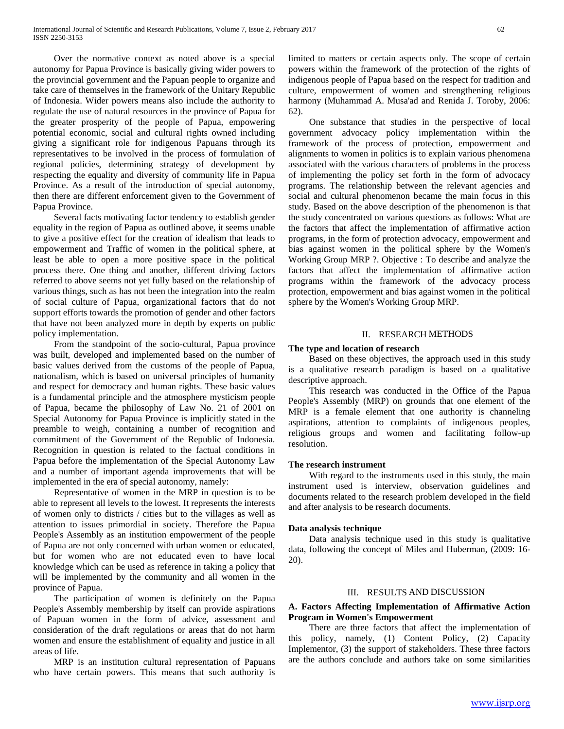Over the normative context as noted above is a special autonomy for Papua Province is basically giving wider powers to the provincial government and the Papuan people to organize and take care of themselves in the framework of the Unitary Republic of Indonesia. Wider powers means also include the authority to regulate the use of natural resources in the province of Papua for the greater prosperity of the people of Papua, empowering potential economic, social and cultural rights owned including giving a significant role for indigenous Papuans through its representatives to be involved in the process of formulation of regional policies, determining strategy of development by respecting the equality and diversity of community life in Papua Province. As a result of the introduction of special autonomy, then there are different enforcement given to the Government of Papua Province.

Several facts motivating factor tendency to establish gender equality in the region of Papua as outlined above, it seems unable to give a positive effect for the creation of idealism that leads to empowerment and Traffic of women in the political sphere, at least be able to open a more positive space in the political process there. One thing and another, different driving factors referred to above seems not yet fully based on the relationship of various things, such as has not been the integration into the realm of social culture of Papua, organizational factors that do not support efforts towards the promotion of gender and other factors that have not been analyzed more in depth by experts on public policy implementation.

From the standpoint of the socio-cultural, Papua province was built, developed and implemented based on the number of basic values derived from the customs of the people of Papua, nationalism, which is based on universal principles of humanity and respect for democracy and human rights. These basic values is a fundamental principle and the atmosphere mysticism people of Papua, became the philosophy of Law No. 21 of 2001 on Special Autonomy for Papua Province is implicitly stated in the preamble to weigh, containing a number of recognition and commitment of the Government of the Republic of Indonesia. Recognition in question is related to the factual conditions in Papua before the implementation of the Special Autonomy Law and a number of important agenda improvements that will be implemented in the era of special autonomy, namely:

Representative of women in the MRP in question is to be able to represent all levels to the lowest. It represents the interests of women only to districts / cities but to the villages as well as attention to issues primordial in society. Therefore the Papua People's Assembly as an institution empowerment of the people of Papua are not only concerned with urban women or educated, but for women who are not educated even to have local knowledge which can be used as reference in taking a policy that will be implemented by the community and all women in the province of Papua.

The participation of women is definitely on the Papua People's Assembly membership by itself can provide aspirations of Papuan women in the form of advice, assessment and consideration of the draft regulations or areas that do not harm women and ensure the establishment of equality and justice in all areas of life.

MRP is an institution cultural representation of Papuans who have certain powers. This means that such authority is limited to matters or certain aspects only. The scope of certain powers within the framework of the protection of the rights of indigenous people of Papua based on the respect for tradition and culture, empowerment of women and strengthening religious harmony (Muhammad A. Musa'ad and Renida J. Toroby, 2006: 62).

One substance that studies in the perspective of local government advocacy policy implementation within the framework of the process of protection, empowerment and alignments to women in politics is to explain various phenomena associated with the various characters of problems in the process of implementing the policy set forth in the form of advocacy programs. The relationship between the relevant agencies and social and cultural phenomenon became the main focus in this study. Based on the above description of the phenomenon is that the study concentrated on various questions as follows: What are the factors that affect the implementation of affirmative action programs, in the form of protection advocacy, empowerment and bias against women in the political sphere by the Women's Working Group MRP ?. Objective : To describe and analyze the factors that affect the implementation of affirmative action programs within the framework of the advocacy process protection, empowerment and bias against women in the political sphere by the Women's Working Group MRP.

## II. Research Methods

### The type and location of research

Based on these objectives, the approach used in this study is a qualitative research paradigm is based on a qualitative descriptive approach.

This research was conducted in the Office of the Papua People's Assembly (MRP) on grounds that one element of the MRP is a female element that one authority is channeling aspirations, attention to complaints of indigenous peoples, religious groups and women and facilitating follow-up resolution.

### The research instrument

With regard to the instruments used in this study, the main instrument used is interview, observation guidelines and documents related to the research problem developed in the field and after analysis to be research documents.

### Data analysis technique

Data analysis technique used in this study is qualitative data, following the concept of Miles and Huberman, (2009: 16-20).

## III. Results and Discussion

### A. Factors Affecting Implementation of Affirmative Action Program in Women's Empowerment

There are three factors that affect the implementation of this policy, namely, (1) Content Policy, (2) Capacity Implementor, (3) the support of stakeholders. These three factors are the authors conclude and authors take on some similarities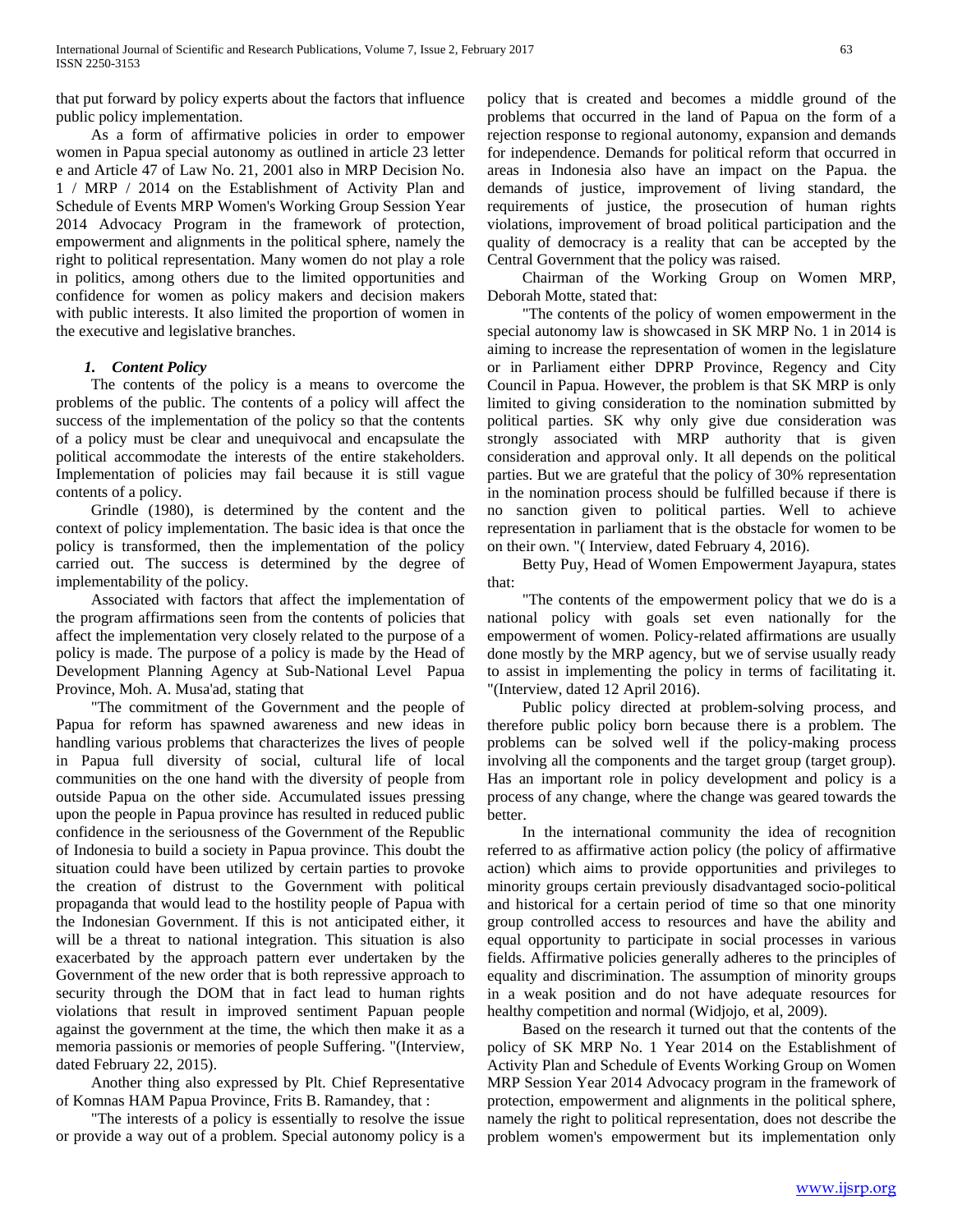that put forward by policy experts about the factors that influence public policy implementation.

As a form of affirmative policies in order to empower women in Papua special autonomy as outlined in article 23 letter e and Article 47 of Law No. 21, 2001 also in MRP Decision No. 1 / MRP / 2014 on the Establishment of Activity Plan and Schedule of Events MRP Women's Working Group Session Year 2014 Advocacy Program in the framework of protection, empowerment and alignments in the political sphere, namely the right to political representation. Many women do not play a role in politics, among others due to the limited opportunities and confidence for women as policy makers and decision makers with public interests. It also limited the proportion of women in the executive and legislative branches.

### *1. Content Policy*

The contents of the policy is a means to overcome the problems of the public. The contents of a policy will affect the success of the implementation of the policy so that the contents of a policy must be clear and unequivocal and encapsulate the political accommodate the interests of the entire stakeholders. Implementation of policies may fail because it is still vague contents of a policy.

Grindle (1980), is determined by the content and the context of policy implementation. The basic idea is that once the policy is transformed, then the implementation of the policy carried out. The success is determined by the degree of implementability of the policy.

Associated with factors that affect the implementation of the program affirmations seen from the contents of policies that affect the implementation very closely related to the purpose of a policy is made. The purpose of a policy is made by the Head of Development Planning Agency at Sub-National Level Papua Province, Moh. A. Musa'ad, stating that

"The commitment of the Government and the people of Papua for reform has spawned awareness and new ideas in handling various problems that characterizes the lives of people in Papua full diversity of social, cultural life of local communities on the one hand with the diversity of people from outside Papua on the other side. Accumulated issues pressing upon the people in Papua province has resulted in reduced public confidence in the seriousness of the Government of the Republic of Indonesia to build a society in Papua province. This doubt the situation could have been utilized by certain parties to provoke the creation of distrust to the Government with political propaganda that would lead to the hostility people of Papua with the Indonesian Government. If this is not anticipated either, it will be a threat to national integration. This situation is also exacerbated by the approach pattern ever undertaken by the Government of the new order that is both repressive approach to security through the DOM that in fact lead to human rights violations that result in improved sentiment Papuan people against the government at the time, the which then make it as a memoria passionis or memories of people Suffering. "(Interview, dated February 22, 2015).

Another thing also expressed by Plt. Chief Representative of Komnas HAM Papua Province, Frits B. Ramandey, that :

"The interests of a policy is essentially to resolve the issue or provide a way out of a problem. Special autonomy policy is a policy that is created and becomes a middle ground of the problems that occurred in the land of Papua on the form of a rejection response to regional autonomy, expansion and demands for independence. Demands for political reform that occurred in areas in Indonesia also have an impact on the Papua. the demands of justice, improvement of living standard, the requirements of justice, the prosecution of human rights violations, improvement of broad political participation and the quality of democracy is a reality that can be accepted by the Central Government that the policy was raised.

Chairman of the Working Group on Women MRP, Deborah Motte, stated that:

"The contents of the policy of women empowerment in the special autonomy law is showcased in SK MRP No. 1 in 2014 is aiming to increase the representation of women in the legislature or in Parliament either DPRP Province, Regency and City Council in Papua. However, the problem is that SK MRP is only limited to giving consideration to the nomination submitted by political parties. SK why only give due consideration was strongly associated with MRP authority that is given consideration and approval only. It all depends on the political parties. But we are grateful that the policy of 30% representation in the nomination process should be fulfilled because if there is no sanction given to political parties. Well to achieve representation in parliament that is the obstacle for women to be on their own. "( Interview, dated February 4, 2016).

Betty Puy, Head of Women Empowerment Jayapura, states that:

"The contents of the empowerment policy that we do is a national policy with goals set even nationally for the empowerment of women. Policy-related affirmations are usually done mostly by the MRP agency, but we of servise usually ready to assist in implementing the policy in terms of facilitating it. "(Interview, dated 12 April 2016).

Public policy directed at problem-solving process, and therefore public policy born because there is a problem. The problems can be solved well if the policy-making process involving all the components and the target group (target group). Has an important role in policy development and policy is a process of any change, where the change was geared towards the better.

In the international community the idea of recognition referred to as affirmative action policy (the policy of affirmative action) which aims to provide opportunities and privileges to minority groups certain previously disadvantaged socio-political and historical for a certain period of time so that one minority group controlled access to resources and have the ability and equal opportunity to participate in social processes in various fields. Affirmative policies generally adheres to the principles of equality and discrimination. The assumption of minority groups in a weak position and do not have adequate resources for healthy competition and normal (Widjojo, et al, 2009).

Based on the research it turned out that the contents of the policy of SK MRP No. 1 Year 2014 on the Establishment of Activity Plan and Schedule of Events Working Group on Women MRP Session Year 2014 Advocacy program in the framework of protection, empowerment and alignments in the political sphere, namely the right to political representation, does not describe the problem women's empowerment but its implementation only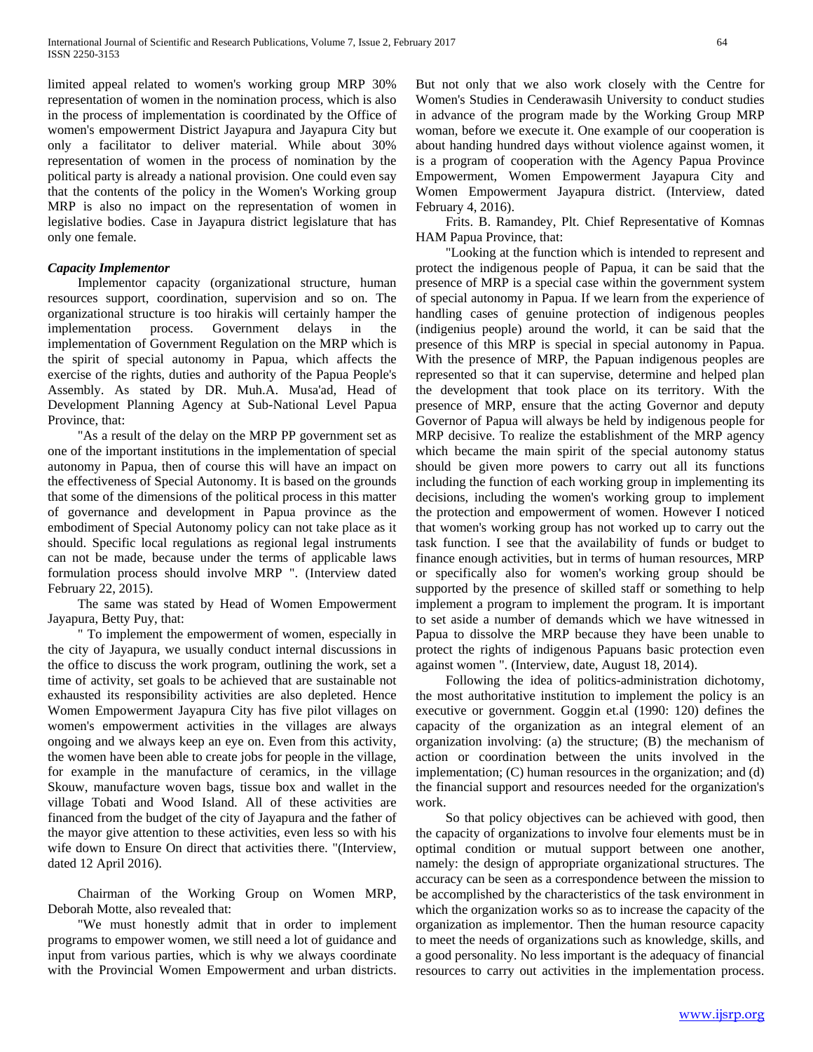limited appeal related to women's working group MRP 30% representation of women in the nomination process, which is also in the process of implementation is coordinated by the Office of women's empowerment District Jayapura and Jayapura City but only a facilitator to deliver material. While about 30% representation of women in the process of nomination by the political party is already a national provision. One could even say that the contents of the policy in the Women's Working group MRP is also no impact on the representation of women in legislative bodies. Case in Jayapura district legislature that has only one female.

***Capacity Implementor***

Implementor capacity (organizational structure, human resources support, coordination, supervision and so on. The organizational structure is too hirakis will certainly hamper the implementation process. Government delays in the implementation of Government Regulation on the MRP which is the spirit of special autonomy in Papua, which affects the exercise of the rights, duties and authority of the Papua People's Assembly. As stated by DR. Muh.A. Musa'ad, Head of Development Planning Agency at Sub-National Level Papua Province, that:

"As a result of the delay on the MRP PP government set as one of the important institutions in the implementation of special autonomy in Papua, then of course this will have an impact on the effectiveness of Special Autonomy. It is based on the grounds that some of the dimensions of the political process in this matter of governance and development in Papua province as the embodiment of Special Autonomy policy can not take place as it should. Specific local regulations as regional legal instruments can not be made, because under the terms of applicable laws formulation process should involve MRP ". (Interview dated February 22, 2015).

The same was stated by Head of Women Empowerment Jayapura, Betty Puy, that:

" To implement the empowerment of women, especially in the city of Jayapura, we usually conduct internal discussions in the office to discuss the work program, outlining the work, set a time of activity, set goals to be achieved that are sustainable not exhausted its responsibility activities are also depleted. Hence Women Empowerment Jayapura City has five pilot villages on women's empowerment activities in the villages are always ongoing and we always keep an eye on. Even from this activity, the women have been able to create jobs for people in the village, for example in the manufacture of ceramics, in the village Skouw, manufacture woven bags, tissue box and wallet in the village Tobati and Wood Island. All of these activities are financed from the budget of the city of Jayapura and the father of the mayor give attention to these activities, even less so with his wife down to Ensure On direct that activities there. "(Interview, dated 12 April 2016).

Chairman of the Working Group on Women MRP, Deborah Motte, also revealed that:

"We must honestly admit that in order to implement programs to empower women, we still need a lot of guidance and input from various parties, which is why we always coordinate with the Provincial Women Empowerment and urban districts. But not only that we also work closely with the Centre for Women's Studies in Cenderawasih University to conduct studies in advance of the program made by the Working Group MRP woman, before we execute it. One example of our cooperation is about handing hundred days without violence against women, it is a program of cooperation with the Agency Papua Province Empowerment, Women Empowerment Jayapura City and Women Empowerment Jayapura district. (Interview, dated February 4, 2016).

Frits. B. Ramandey, Plt. Chief Representative of Komnas HAM Papua Province, that:

"Looking at the function which is intended to represent and protect the indigenous people of Papua, it can be said that the presence of MRP is a special case within the government system of special autonomy in Papua. If we learn from the experience of handling cases of genuine protection of indigenous peoples (indigenius people) around the world, it can be said that the presence of this MRP is special in special autonomy in Papua. With the presence of MRP, the Papuan indigenous peoples are represented so that it can supervise, determine and helped plan the development that took place on its territory. With the presence of MRP, ensure that the acting Governor and deputy Governor of Papua will always be held by indigenous people for MRP decisive. To realize the establishment of the MRP agency which became the main spirit of the special autonomy status should be given more powers to carry out all its functions including the function of each working group in implementing its decisions, including the women's working group to implement the protection and empowerment of women. However I noticed that women's working group has not worked up to carry out the task function. I see that the availability of funds or budget to finance enough activities, but in terms of human resources, MRP or specifically also for women's working group should be supported by the presence of skilled staff or something to help implement a program to implement the program. It is important to set aside a number of demands which we have witnessed in Papua to dissolve the MRP because they have been unable to protect the rights of indigenous Papuans basic protection even against women ". (Interview, date, August 18, 2014).

Following the idea of politics-administration dichotomy, the most authoritative institution to implement the policy is an executive or government. Goggin et.al (1990: 120) defines the capacity of the organization as an integral element of an organization involving: (a) the structure; (B) the mechanism of action or coordination between the units involved in the implementation; (C) human resources in the organization; and (d) the financial support and resources needed for the organization's work.

So that policy objectives can be achieved with good, then the capacity of organizations to involve four elements must be in optimal condition or mutual support between one another, namely: the design of appropriate organizational structures. The accuracy can be seen as a correspondence between the mission to be accomplished by the characteristics of the task environment in which the organization works so as to increase the capacity of the organization as implementor. Then the human resource capacity to meet the needs of organizations such as knowledge, skills, and a good personality. No less important is the adequacy of financial resources to carry out activities in the implementation process.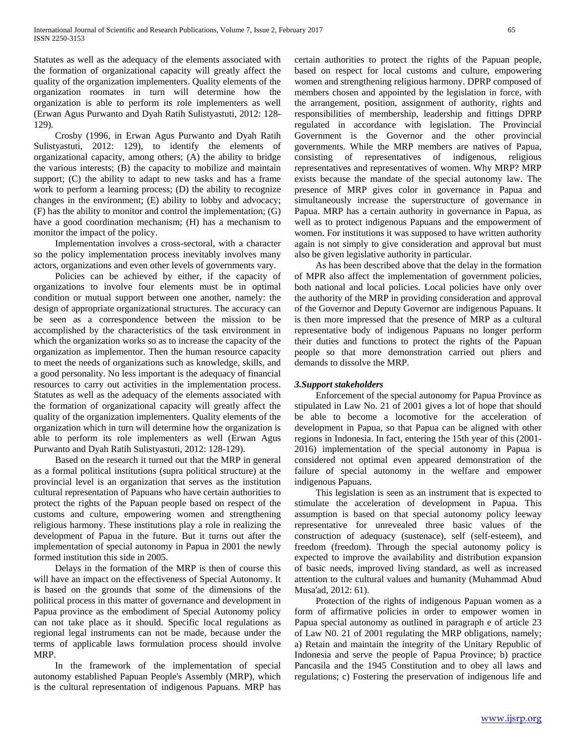Statutes as well as the adequacy of the elements associated with the formation of organizational capacity will greatly affect the quality of the organization implementers. Quality elements of the organization roomates in turn will determine how the organization is able to perform its role implementers as well (Erwan Agus Purwanto and Dyah Ratih Sulistyastuti, 2012: 128-129).

Crosby (1996, in Erwan Agus Purwanto and Dyah Ratih Sulistyastuti, 2012: 129), to identify the elements of organizational capacity, among others; (A) the ability to bridge the various interests; (B) the capacity to mobilize and maintain support; (C) the ability to adapt to new tasks and has a frame work to perform a learning process; (D) the ability to recognize changes in the environment; (E) ability to lobby and advocacy; (F) has the ability to monitor and control the implementation; (G) have a good coordination mechanism; (H) has a mechanism to monitor the impact of the policy.

Implementation involves a cross-sectoral, with a character so the policy implementation process inevitably involves many actors, organizations and even other levels of governments vary.

Policies can be achieved by either, if the capacity of organizations to involve four elements must be in optimal condition or mutual support between one another, namely: the design of appropriate organizational structures. The accuracy can be seen as a correspondence between the mission to be accomplished by the characteristics of the task environment in which the organization works so as to increase the capacity of the organization as implementor. Then the human resource capacity to meet the needs of organizations such as knowledge, skills, and a good personality. No less important is the adequacy of financial resources to carry out activities in the implementation process. Statutes as well as the adequacy of the elements associated with the formation of organizational capacity will greatly affect the quality of the organization implementers. Quality elements of the organization which in turn will determine how the organization is able to perform its role implementers as well (Erwan Agus Purwanto and Dyah Ratih Sulistyastuti, 2012: 128-129).

Based on the research it turned out that the MRP in general as a formal political institutions (supra political structure) at the provincial level is an organization that serves as the institution cultural representation of Papuans who have certain authorities to protect the rights of the Papuan people based on respect of the customs and culture, empowering women and strengthening religious harmony. These institutions play a role in realizing the development of Papua in the future. But it turns out after the implementation of special autonomy in Papua in 2001 the newly formed institution this side in 2005.

Delays in the formation of the MRP is then of course this will have an impact on the effectiveness of Special Autonomy. It is based on the grounds that some of the dimensions of the political process in this matter of governance and development in Papua province as the embodiment of Special Autonomy policy can not take place as it should. Specific local regulations as regional legal instruments can not be made, because under the terms of applicable laws formulation process should involve MRP.

In the framework of the implementation of special autonomy established Papuan People's Assembly (MRP), which is the cultural representation of indigenous Papuans. MRP has certain authorities to protect the rights of the Papuan people, based on respect for local customs and culture, empowering women and strengthening religious harmony. DPRP composed of members chosen and appointed by the legislation in force, with the arrangement, position, assignment of authority, rights and responsibilities of membership, leadership and fittings DPRP regulated in accordance with legislation. The Provincial Government is the Governor and the other provincial governments. While the MRP members are natives of Papua, consisting of representatives of indigenous, religious representatives and representatives of women. Why MRP? MRP exists because the mandate of the special autonomy law. The presence of MRP gives color in governance in Papua and simultaneously increase the superstructure of governance in Papua. MRP has a certain authority in governance in Papua, as well as to protect indigenous Papuans and the empowerment of women. For institutions it was supposed to have written authority again is not simply to give consideration and approval but must also be given legislative authority in particular.

As has been described above that the delay in the formation of MPR also affect the implementation of government policies, both national and local policies. Local policies have only over the authority of the MRP in providing consideration and approval of the Governor and Deputy Governor are indigenous Papuans. It is then more impressed that the presence of MRP as a cultural representative body of indigenous Papuans no longer perform their duties and functions to protect the rights of the Papuan people so that more demonstration carried out pliers and demands to dissolve the MRP.

### *3.Support stakeholders*

Enforcement of the special autonomy for Papua Province as stipulated in Law No. 21 of 2001 gives a lot of hope that should be able to become a locomotive for the acceleration of development in Papua, so that Papua can be aligned with other regions in Indonesia. In fact, entering the 15th year of this (2001-2016) implementation of the special autonomy in Papua is considered not optimal even appeared demonstration of the failure of special autonomy in the welfare and empower indigenous Papuans.

This legislation is seen as an instrument that is expected to stimulate the acceleration of development in Papua. This assumption is based on that special autonomy policy leeway representative for unrevealed three basic values of the construction of adequacy (sustenace), self (self-esteem), and freedom (freedom). Through the special autonomy policy is expected to improve the availability and distribution expansion of basic needs, improved living standard, as well as increased attention to the cultural values and humanity (Muhammad Abud Musa'ad, 2012: 61).

Protection of the rights of indigenous Papuan women as a form of affirmative policies in order to empower women in Papua special autonomy as outlined in paragraph e of article 23 of Law N0. 21 of 2001 regulating the MRP obligations, namely; a) Retain and maintain the integrity of the Unitary Republic of Indonesia and serve the people of Papua Province; b) practice Pancasila and the 1945 Constitution and to obey all laws and regulations; c) Fostering the preservation of indigenous life and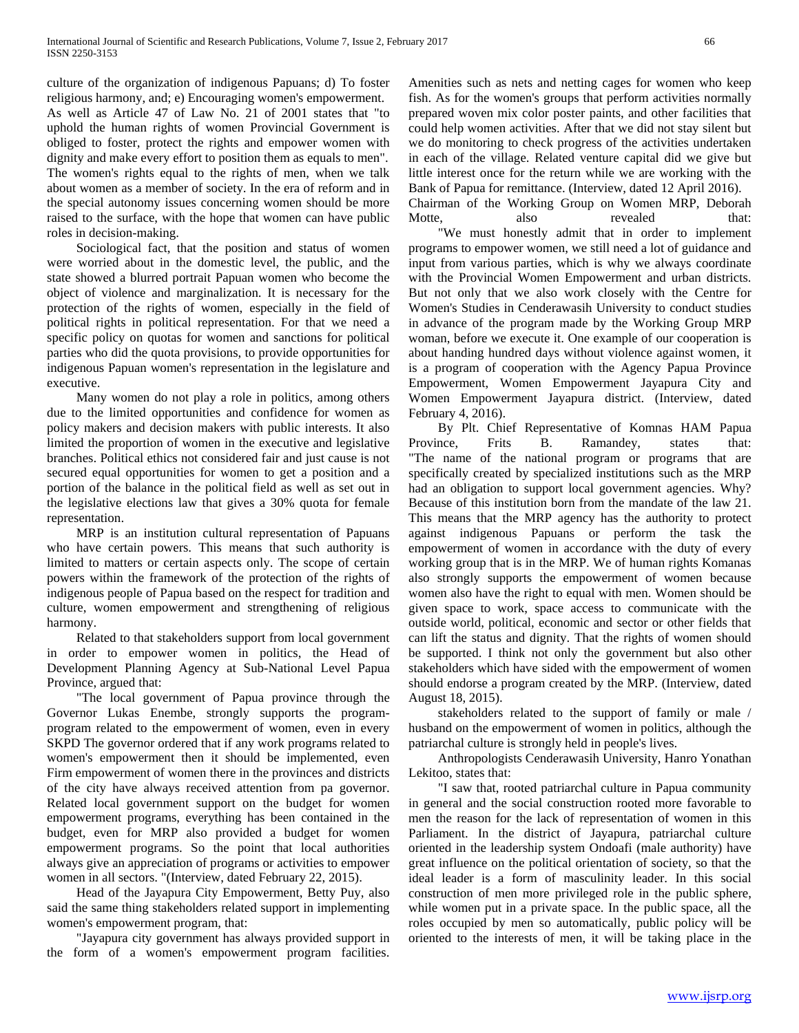culture of the organization of indigenous Papuans; d) To foster religious harmony, and; e) Encouraging women's empowerment. As well as Article 47 of Law No. 21 of 2001 states that "to uphold the human rights of women Provincial Government is obliged to foster, protect the rights and empower women with dignity and make every effort to position them as equals to men". The women's rights equal to the rights of men, when we talk about women as a member of society. In the era of reform and in the special autonomy issues concerning women should be more raised to the surface, with the hope that women can have public roles in decision-making.

Sociological fact, that the position and status of women were worried about in the domestic level, the public, and the state showed a blurred portrait Papuan women who become the object of violence and marginalization. It is necessary for the protection of the rights of women, especially in the field of political rights in political representation. For that we need a specific policy on quotas for women and sanctions for political parties who did the quota provisions, to provide opportunities for indigenous Papuan women's representation in the legislature and executive.

Many women do not play a role in politics, among others due to the limited opportunities and confidence for women as policy makers and decision makers with public interests. It also limited the proportion of women in the executive and legislative branches. Political ethics not considered fair and just cause is not secured equal opportunities for women to get a position and a portion of the balance in the political field as well as set out in the legislative elections law that gives a 30% quota for female representation.

MRP is an institution cultural representation of Papuans who have certain powers. This means that such authority is limited to matters or certain aspects only. The scope of certain powers within the framework of the protection of the rights of indigenous people of Papua based on the respect for tradition and culture, women empowerment and strengthening of religious harmony.

Related to that stakeholders support from local government in order to empower women in politics, the Head of Development Planning Agency at Sub-National Level Papua Province, argued that:

"The local government of Papua province through the Governor Lukas Enembe, strongly supports the program-program related to the empowerment of women, even in every SKPD The governor ordered that if any work programs related to women's empowerment then it should be implemented, even Firm empowerment of women there in the provinces and districts of the city have always received attention from pa governor. Related local government support on the budget for women empowerment programs, everything has been contained in the budget, even for MRP also provided a budget for women empowerment programs. So the point that local authorities always give an appreciation of programs or activities to empower women in all sectors. "(Interview, dated February 22, 2015).

Head of the Jayapura City Empowerment, Betty Puy, also said the same thing stakeholders related support in implementing women's empowerment program, that:

"Jayapura city government has always provided support in the form of a women's empowerment program facilities. Amenities such as nets and netting cages for women who keep fish. As for the women's groups that perform activities normally prepared woven mix color poster paints, and other facilities that could help women activities. After that we did not stay silent but we do monitoring to check progress of the activities undertaken in each of the village. Related venture capital did we give but little interest once for the return while we are working with the Bank of Papua for remittance. (Interview, dated 12 April 2016).

Chairman of the Working Group on Women MRP, Deborah Motte, also revealed that:

"We must honestly admit that in order to implement programs to empower women, we still need a lot of guidance and input from various parties, which is why we always coordinate with the Provincial Women Empowerment and urban districts. But not only that we also work closely with the Centre for Women's Studies in Cenderawasih University to conduct studies in advance of the program made by the Working Group MRP woman, before we execute it. One example of our cooperation is about handing hundred days without violence against women, it is a program of cooperation with the Agency Papua Province Empowerment, Women Empowerment Jayapura City and Women Empowerment Jayapura district. (Interview, dated February 4, 2016).

By Plt. Chief Representative of Komnas HAM Papua Province, Frits B. Ramandey, states that: "The name of the national program or programs that are specifically created by specialized institutions such as the MRP had an obligation to support local government agencies. Why? Because of this institution born from the mandate of the law 21. This means that the MRP agency has the authority to protect against indigenous Papuans or perform the task the empowerment of women in accordance with the duty of every working group that is in the MRP. We of human rights Komanas also strongly supports the empowerment of women because women also have the right to equal with men. Women should be given space to work, space access to communicate with the outside world, political, economic and sector or other fields that can lift the status and dignity. That the rights of women should be supported. I think not only the government but also other stakeholders which have sided with the empowerment of women should endorse a program created by the MRP. (Interview, dated August 18, 2015).

stakeholders related to the support of family or male / husband on the empowerment of women in politics, although the patriarchal culture is strongly held in people's lives.

Anthropologists Cenderawasih University, Hanro Yonathan Lekitoo, states that:

"I saw that, rooted patriarchal culture in Papua community in general and the social construction rooted more favorable to men the reason for the lack of representation of women in this Parliament. In the district of Jayapura, patriarchal culture oriented in the leadership system Ondoafi (male authority) have great influence on the political orientation of society, so that the ideal leader is a form of masculinity leader. In this social construction of men more privileged role in the public sphere, while women put in a private space. In the public space, all the roles occupied by men so automatically, public policy will be oriented to the interests of men, it will be taking place in the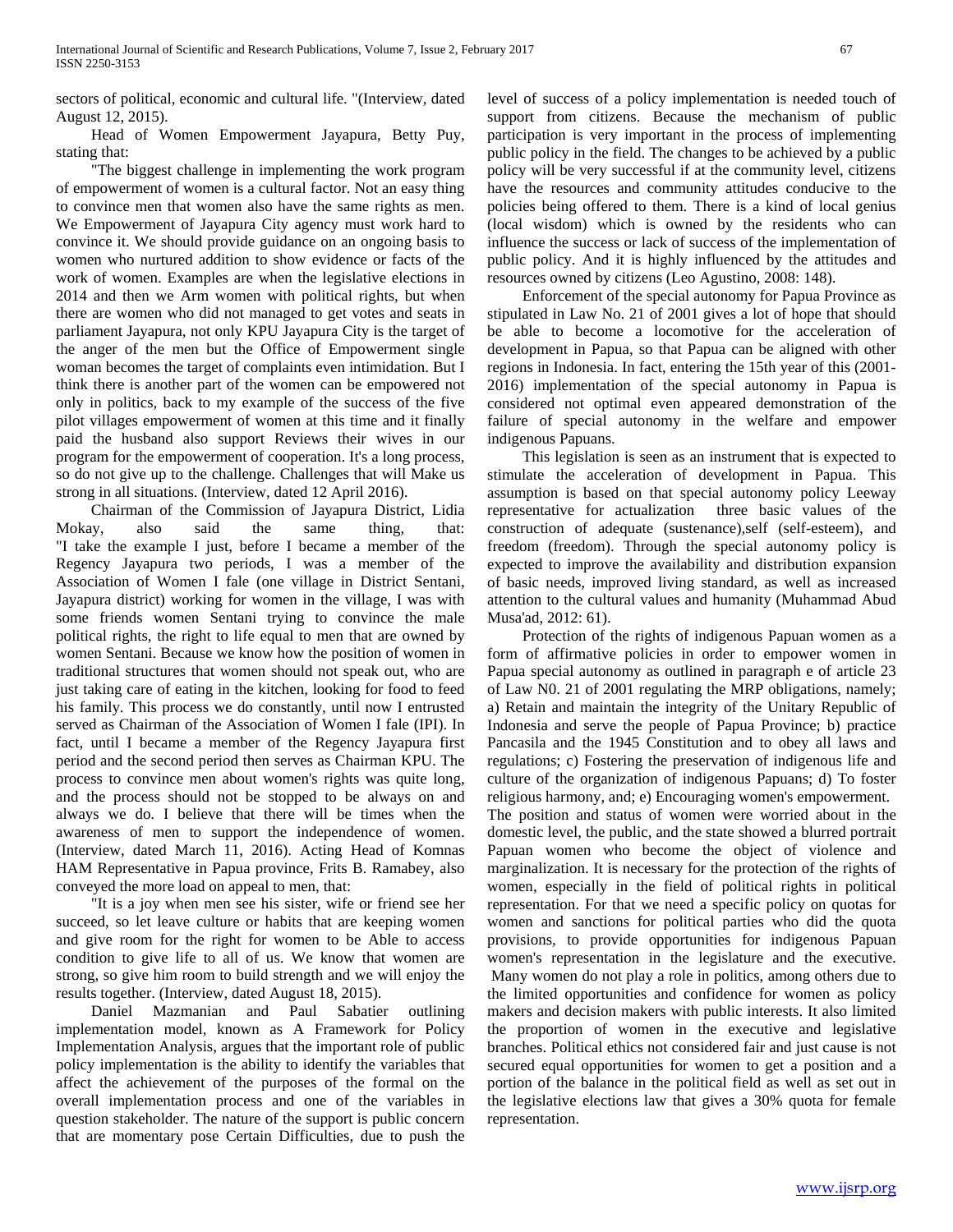sectors of political, economic and cultural life. "(Interview, dated August 12, 2015).

Head of Women Empowerment Jayapura, Betty Puy, stating that:

"The biggest challenge in implementing the work program of empowerment of women is a cultural factor. Not an easy thing to convince men that women also have the same rights as men. We Empowerment of Jayapura City agency must work hard to convince it. We should provide guidance on an ongoing basis to women who nurtured addition to show evidence or facts of the work of women. Examples are when the legislative elections in 2014 and then we Arm women with political rights, but when there are women who did not managed to get votes and seats in parliament Jayapura, not only KPU Jayapura City is the target of the anger of the men but the Office of Empowerment single woman becomes the target of complaints even intimidation. But I think there is another part of the women can be empowered not only in politics, back to my example of the success of the five pilot villages empowerment of women at this time and it finally paid the husband also support Reviews their wives in our program for the empowerment of cooperation. It's a long process, so do not give up to the challenge. Challenges that will Make us strong in all situations. (Interview, dated 12 April 2016).

Chairman of the Commission of Jayapura District, Lidia Mokay, also said the same thing, that: "I take the example I just, before I became a member of the Regency Jayapura two periods, I was a member of the Association of Women I fale (one village in District Sentani, Jayapura district) working for women in the village, I was with some friends women Sentani trying to convince the male political rights, the right to life equal to men that are owned by women Sentani. Because we know how the position of women in traditional structures that women should not speak out, who are just taking care of eating in the kitchen, looking for food to feed his family. This process we do constantly, until now I entrusted served as Chairman of the Association of Women I fale (IPI). In fact, until I became a member of the Regency Jayapura first period and the second period then serves as Chairman KPU. The process to convince men about women's rights was quite long, and the process should not be stopped to be always on and always we do. I believe that there will be times when the awareness of men to support the independence of women. (Interview, dated March 11, 2016). Acting Head of Komnas HAM Representative in Papua province, Frits B. Ramabey, also conveyed the more load on appeal to men, that:

"It is a joy when men see his sister, wife or friend see her succeed, so let leave culture or habits that are keeping women and give room for the right for women to be Able to access condition to give life to all of us. We know that women are strong, so give him room to build strength and we will enjoy the results together. (Interview, dated August 18, 2015).

Daniel Mazmanian and Paul Sabatier outlining implementation model, known as A Framework for Policy Implementation Analysis, argues that the important role of public policy implementation is the ability to identify the variables that affect the achievement of the purposes of the formal on the overall implementation process and one of the variables in question stakeholder. The nature of the support is public concern that are momentary pose Certain Difficulties, due to push the level of success of a policy implementation is needed touch of support from citizens. Because the mechanism of public participation is very important in the process of implementing public policy in the field. The changes to be achieved by a public policy will be very successful if at the community level, citizens have the resources and community attitudes conducive to the policies being offered to them. There is a kind of local genius (local wisdom) which is owned by the residents who can influence the success or lack of success of the implementation of public policy. And it is highly influenced by the attitudes and resources owned by citizens (Leo Agustino, 2008: 148).

Enforcement of the special autonomy for Papua Province as stipulated in Law No. 21 of 2001 gives a lot of hope that should be able to become a locomotive for the acceleration of development in Papua, so that Papua can be aligned with other regions in Indonesia. In fact, entering the 15th year of this (2001-2016) implementation of the special autonomy in Papua is considered not optimal even appeared demonstration of the failure of special autonomy in the welfare and empower indigenous Papuans.

This legislation is seen as an instrument that is expected to stimulate the acceleration of development in Papua. This assumption is based on that special autonomy policy Leeway representative for actualization three basic values of the construction of adequate (sustenance),self (self-esteem), and freedom (freedom). Through the special autonomy policy is expected to improve the availability and distribution expansion of basic needs, improved living standard, as well as increased attention to the cultural values and humanity (Muhammad Abud Musa'ad, 2012: 61).

Protection of the rights of indigenous Papuan women as a form of affirmative policies in order to empower women in Papua special autonomy as outlined in paragraph e of article 23 of Law N0. 21 of 2001 regulating the MRP obligations, namely; a) Retain and maintain the integrity of the Unitary Republic of Indonesia and serve the people of Papua Province; b) practice Pancasila and the 1945 Constitution and to obey all laws and regulations; c) Fostering the preservation of indigenous life and culture of the organization of indigenous Papuans; d) To foster religious harmony, and; e) Encouraging women's empowerment.

The position and status of women were worried about in the domestic level, the public, and the state showed a blurred portrait Papuan women who become the object of violence and marginalization. It is necessary for the protection of the rights of women, especially in the field of political rights in political representation. For that we need a specific policy on quotas for women and sanctions for political parties who did the quota provisions, to provide opportunities for indigenous Papuan women's representation in the legislature and the executive. Many women do not play a role in politics, among others due to the limited opportunities and confidence for women as policy makers and decision makers with public interests. It also limited the proportion of women in the executive and legislative branches. Political ethics not considered fair and just cause is not secured equal opportunities for women to get a position and a portion of the balance in the political field as well as set out in the legislative elections law that gives a 30% quota for female representation.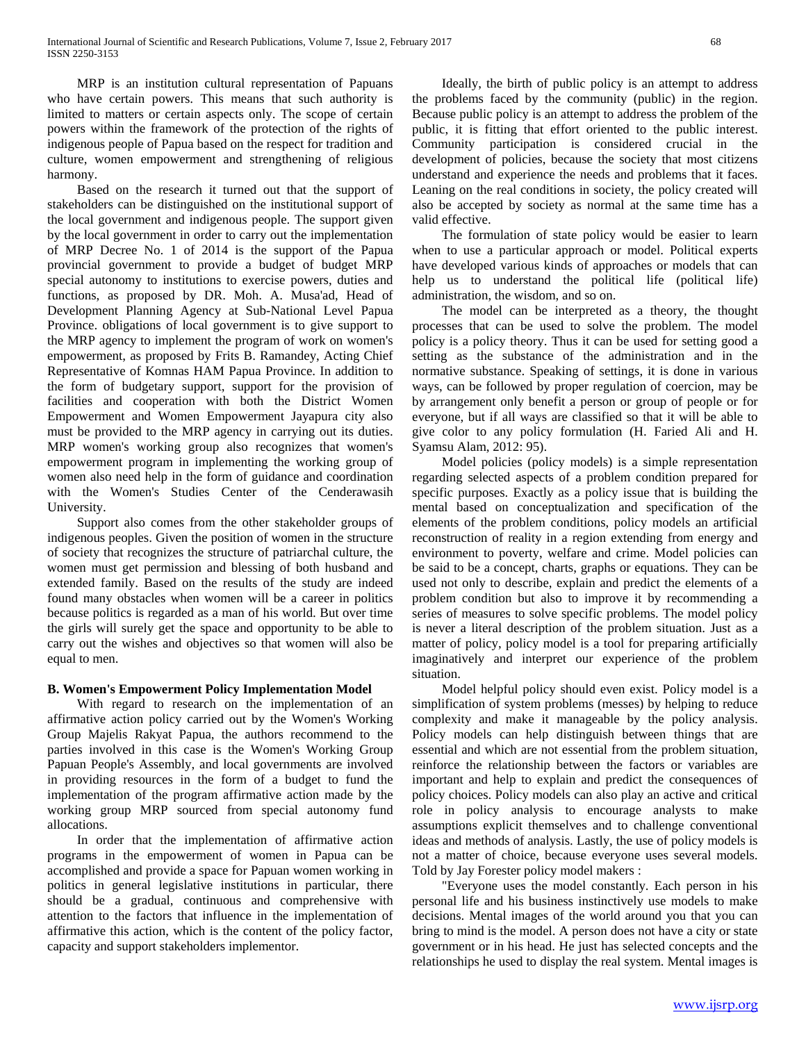MRP is an institution cultural representation of Papuans who have certain powers. This means that such authority is limited to matters or certain aspects only. The scope of certain powers within the framework of the protection of the rights of indigenous people of Papua based on the respect for tradition and culture, women empowerment and strengthening of religious harmony.

Based on the research it turned out that the support of stakeholders can be distinguished on the institutional support of the local government and indigenous people. The support given by the local government in order to carry out the implementation of MRP Decree No. 1 of 2014 is the support of the Papua provincial government to provide a budget of budget MRP special autonomy to institutions to exercise powers, duties and functions, as proposed by DR. Moh. A. Musa'ad, Head of Development Planning Agency at Sub-National Level Papua Province. obligations of local government is to give support to the MRP agency to implement the program of work on women's empowerment, as proposed by Frits B. Ramandey, Acting Chief Representative of Komnas HAM Papua Province. In addition to the form of budgetary support, support for the provision of facilities and cooperation with both the District Women Empowerment and Women Empowerment Jayapura city also must be provided to the MRP agency in carrying out its duties. MRP women's working group also recognizes that women's empowerment program in implementing the working group of women also need help in the form of guidance and coordination with the Women's Studies Center of the Cenderawasih University.

Support also comes from the other stakeholder groups of indigenous peoples. Given the position of women in the structure of society that recognizes the structure of patriarchal culture, the women must get permission and blessing of both husband and extended family. Based on the results of the study are indeed found many obstacles when women will be a career in politics because politics is regarded as a man of his world. But over time the girls will surely get the space and opportunity to be able to carry out the wishes and objectives so that women will also be equal to men.

### B. Women's Empowerment Policy Implementation Model

With regard to research on the implementation of an affirmative action policy carried out by the Women's Working Group Majelis Rakyat Papua, the authors recommend to the parties involved in this case is the Women's Working Group Papuan People's Assembly, and local governments are involved in providing resources in the form of a budget to fund the implementation of the program affirmative action made by the working group MRP sourced from special autonomy fund allocations.

In order that the implementation of affirmative action programs in the empowerment of women in Papua can be accomplished and provide a space for Papuan women working in politics in general legislative institutions in particular, there should be a gradual, continuous and comprehensive with attention to the factors that influence in the implementation of affirmative this action, which is the content of the policy factor, capacity and support stakeholders implementor.

Ideally, the birth of public policy is an attempt to address the problems faced by the community (public) in the region. Because public policy is an attempt to address the problem of the public, it is fitting that effort oriented to the public interest. Community participation is considered crucial in the development of policies, because the society that most citizens understand and experience the needs and problems that it faces. Leaning on the real conditions in society, the policy created will also be accepted by society as normal at the same time has a valid effective.

The formulation of state policy would be easier to learn when to use a particular approach or model. Political experts have developed various kinds of approaches or models that can help us to understand the political life (political life) administration, the wisdom, and so on.

The model can be interpreted as a theory, the thought processes that can be used to solve the problem. The model policy is a policy theory. Thus it can be used for setting good a setting as the substance of the administration and in the normative substance. Speaking of settings, it is done in various ways, can be followed by proper regulation of coercion, may be by arrangement only benefit a person or group of people or for everyone, but if all ways are classified so that it will be able to give color to any policy formulation (H. Faried Ali and H. Syamsu Alam, 2012: 95).

Model policies (policy models) is a simple representation regarding selected aspects of a problem condition prepared for specific purposes. Exactly as a policy issue that is building the mental based on conceptualization and specification of the elements of the problem conditions, policy models an artificial reconstruction of reality in a region extending from energy and environment to poverty, welfare and crime. Model policies can be said to be a concept, charts, graphs or equations. They can be used not only to describe, explain and predict the elements of a problem condition but also to improve it by recommending a series of measures to solve specific problems. The model policy is never a literal description of the problem situation. Just as a matter of policy, policy model is a tool for preparing artificially imaginatively and interpret our experience of the problem situation.

Model helpful policy should even exist. Policy model is a simplification of system problems (messes) by helping to reduce complexity and make it manageable by the policy analysis. Policy models can help distinguish between things that are essential and which are not essential from the problem situation, reinforce the relationship between the factors or variables are important and help to explain and predict the consequences of policy choices. Policy models can also play an active and critical role in policy analysis to encourage analysts to make assumptions explicit themselves and to challenge conventional ideas and methods of analysis. Lastly, the use of policy models is not a matter of choice, because everyone uses several models. Told by Jay Forester policy model makers :

"Everyone uses the model constantly. Each person in his personal life and his business instinctively use models to make decisions. Mental images of the world around you that you can bring to mind is the model. A person does not have a city or state government or in his head. He just has selected concepts and the relationships he used to display the real system. Mental images is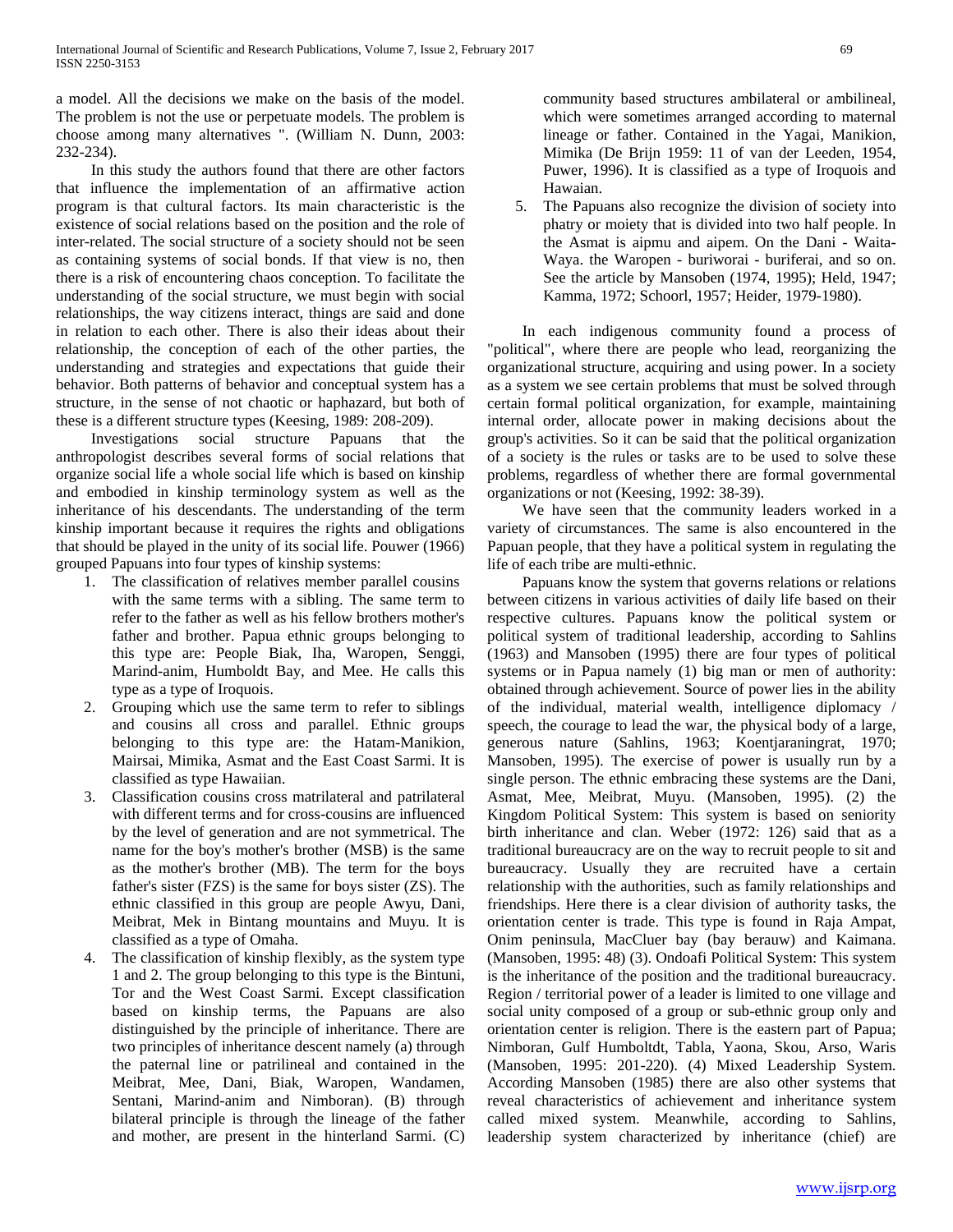a model. All the decisions we make on the basis of the model. The problem is not the use or perpetuate models. The problem is choose among many alternatives ". (William N. Dunn, 2003: 232-234).

In this study the authors found that there are other factors that influence the implementation of an affirmative action program is that cultural factors. Its main characteristic is the existence of social relations based on the position and the role of inter-related. The social structure of a society should not be seen as containing systems of social bonds. If that view is no, then there is a risk of encountering chaos conception. To facilitate the understanding of the social structure, we must begin with social relationships, the way citizens interact, things are said and done in relation to each other. There is also their ideas about their relationship, the conception of each of the other parties, the understanding and strategies and expectations that guide their behavior. Both patterns of behavior and conceptual system has a structure, in the sense of not chaotic or haphazard, but both of these is a different structure types (Keesing, 1989: 208-209).

Investigations social structure Papuans that the anthropologist describes several forms of social relations that organize social life a whole social life which is based on kinship and embodied in kinship terminology system as well as the inheritance of his descendants. The understanding of the term kinship important because it requires the rights and obligations that should be played in the unity of its social life. Pouwer (1966) grouped Papuans into four types of kinship systems:

1. The classification of relatives member parallel cousins with the same terms with a sibling. The same term to refer to the father as well as his fellow brothers mother's father and brother. Papua ethnic groups belonging to this type are: People Biak, Iha, Waropen, Senggi, Marind-anim, Humboldt Bay, and Mee. He calls this type as a type of Iroquois.
2. Grouping which use the same term to refer to siblings and cousins all cross and parallel. Ethnic groups belonging to this type are: the Hatam-Manikion, Mairsai, Mimika, Asmat and the East Coast Sarmi. It is classified as type Hawaiian.
3. Classification cousins cross matrilateral and patrilateral with different terms and for cross-cousins are influenced by the level of generation and are not symmetrical. The name for the boy's mother's brother (MSB) is the same as the mother's brother (MB). The term for the boys father's sister (FZS) is the same for boys sister (ZS). The ethnic classified in this group are people Awyu, Dani, Meibrat, Mek in Bintang mountains and Muyu. It is classified as a type of Omaha.
4. The classification of kinship flexibly, as the system type 1 and 2. The group belonging to this type is the Bintuni, Tor and the West Coast Sarmi. Except classification based on kinship terms, the Papuans are also distinguished by the principle of inheritance. There are two principles of inheritance descent namely (a) through the paternal line or patrilineal and contained in the Meibrat, Mee, Dani, Biak, Waropen, Wandamen, Sentani, Marind-anim and Nimboran). (B) through bilateral principle is through the lineage of the father and mother, are present in the hinterland Sarmi. (C) community based structures ambilateral or ambilineal, which were sometimes arranged according to maternal lineage or father. Contained in the Yagai, Manikion, Mimika (De Brijn 1959: 11 of van der Leeden, 1954, Puwer, 1996). It is classified as a type of Iroquois and Hawaian.
5. The Papuans also recognize the division of society into phatry or moiety that is divided into two half people. In the Asmat is aipmu and aipem. On the Dani - Waita-Waya. the Waropen - buriworai - buriferai, and so on. See the article by Mansoben (1974, 1995); Held, 1947; Kamma, 1972; Schoorl, 1957; Heider, 1979-1980).

In each indigenous community found a process of "political", where there are people who lead, reorganizing the organizational structure, acquiring and using power. In a society as a system we see certain problems that must be solved through certain formal political organization, for example, maintaining internal order, allocate power in making decisions about the group's activities. So it can be said that the political organization of a society is the rules or tasks are to be used to solve these problems, regardless of whether there are formal governmental organizations or not (Keesing, 1992: 38-39).

We have seen that the community leaders worked in a variety of circumstances. The same is also encountered in the Papuan people, that they have a political system in regulating the life of each tribe are multi-ethnic.

Papuans know the system that governs relations or relations between citizens in various activities of daily life based on their respective cultures. Papuans know the political system or political system of traditional leadership, according to Sahlins (1963) and Mansoben (1995) there are four types of political systems or in Papua namely (1) big man or men of authority: obtained through achievement. Source of power lies in the ability of the individual, material wealth, intelligence diplomacy / speech, the courage to lead the war, the physical body of a large, generous nature (Sahlins, 1963; Koentjaraningrat, 1970; Mansoben, 1995). The exercise of power is usually run by a single person. The ethnic embracing these systems are the Dani, Asmat, Mee, Meibrat, Muyu. (Mansoben, 1995). (2) the Kingdom Political System: This system is based on seniority birth inheritance and clan. Weber (1972: 126) said that as a traditional bureaucracy are on the way to recruit people to sit and bureaucracy. Usually they are recruited have a certain relationship with the authorities, such as family relationships and friendships. Here there is a clear division of authority tasks, the orientation center is trade. This type is found in Raja Ampat, Onim peninsula, MacCluer bay (bay berauw) and Kaimana. (Mansoben, 1995: 48) (3). Ondoafi Political System: This system is the inheritance of the position and the traditional bureaucracy. Region / territorial power of a leader is limited to one village and social unity composed of a group or sub-ethnic group only and orientation center is religion. There is the eastern part of Papua; Nimboran, Gulf Humboltdt, Tabla, Yaona, Skou, Arso, Waris (Mansoben, 1995: 201-220). (4) Mixed Leadership System. According Mansoben (1985) there are also other systems that reveal characteristics of achievement and inheritance system called mixed system. Meanwhile, according to Sahlins, leadership system characterized by inheritance (chief) are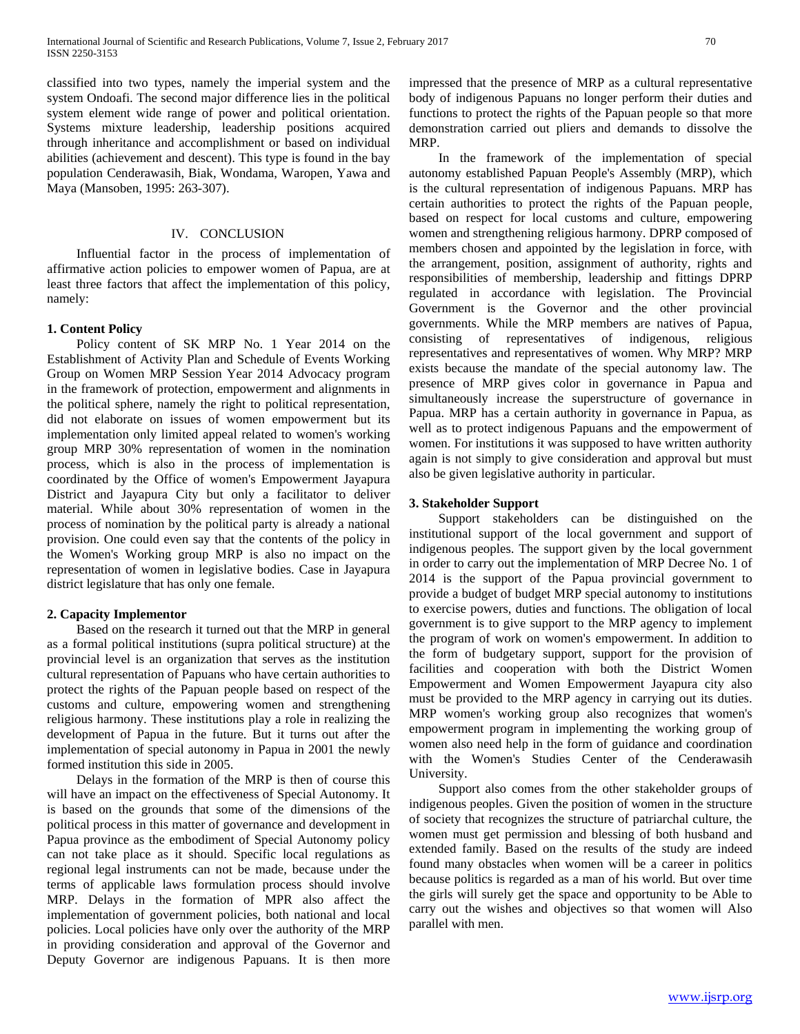classified into two types, namely the imperial system and the system Ondoafi. The second major difference lies in the political system element wide range of power and political orientation. Systems mixture leadership, leadership positions acquired through inheritance and accomplishment or based on individual abilities (achievement and descent). This type is found in the bay population Cenderawasih, Biak, Wondama, Waropen, Yawa and Maya (Mansoben, 1995: 263-307).

## IV. CONCLUSION

Influential factor in the process of implementation of affirmative action policies to empower women of Papua, are at least three factors that affect the implementation of this policy, namely:

### 1. Content Policy

Policy content of SK MRP No. 1 Year 2014 on the Establishment of Activity Plan and Schedule of Events Working Group on Women MRP Session Year 2014 Advocacy program in the framework of protection, empowerment and alignments in the political sphere, namely the right to political representation, did not elaborate on issues of women empowerment but its implementation only limited appeal related to women's working group MRP 30% representation of women in the nomination process, which is also in the process of implementation is coordinated by the Office of women's Empowerment Jayapura District and Jayapura City but only a facilitator to deliver material. While about 30% representation of women in the process of nomination by the political party is already a national provision. One could even say that the contents of the policy in the Women's Working group MRP is also no impact on the representation of women in legislative bodies. Case in Jayapura district legislature that has only one female.

### 2. Capacity Implementor

Based on the research it turned out that the MRP in general as a formal political institutions (supra political structure) at the provincial level is an organization that serves as the institution cultural representation of Papuans who have certain authorities to protect the rights of the Papuan people based on respect of the customs and culture, empowering women and strengthening religious harmony. These institutions play a role in realizing the development of Papua in the future. But it turns out after the implementation of special autonomy in Papua in 2001 the newly formed institution this side in 2005.

Delays in the formation of the MRP is then of course this will have an impact on the effectiveness of Special Autonomy. It is based on the grounds that some of the dimensions of the political process in this matter of governance and development in Papua province as the embodiment of Special Autonomy policy can not take place as it should. Specific local regulations as regional legal instruments can not be made, because under the terms of applicable laws formulation process should involve MRP. Delays in the formation of MPR also affect the implementation of government policies, both national and local policies. Local policies have only over the authority of the MRP in providing consideration and approval of the Governor and Deputy Governor are indigenous Papuans. It is then more impressed that the presence of MRP as a cultural representative body of indigenous Papuans no longer perform their duties and functions to protect the rights of the Papuan people so that more demonstration carried out pliers and demands to dissolve the MRP.

In the framework of the implementation of special autonomy established Papuan People's Assembly (MRP), which is the cultural representation of indigenous Papuans. MRP has certain authorities to protect the rights of the Papuan people, based on respect for local customs and culture, empowering women and strengthening religious harmony. DPRP composed of members chosen and appointed by the legislation in force, with the arrangement, position, assignment of authority, rights and responsibilities of membership, leadership and fittings DPRP regulated in accordance with legislation. The Provincial Government is the Governor and the other provincial governments. While the MRP members are natives of Papua, consisting of representatives of indigenous, religious representatives and representatives of women. Why MRP? MRP exists because the mandate of the special autonomy law. The presence of MRP gives color in governance in Papua and simultaneously increase the superstructure of governance in Papua. MRP has a certain authority in governance in Papua, as well as to protect indigenous Papuans and the empowerment of women. For institutions it was supposed to have written authority again is not simply to give consideration and approval but must also be given legislative authority in particular.

### 3. Stakeholder Support

Support stakeholders can be distinguished on the institutional support of the local government and support of indigenous peoples. The support given by the local government in order to carry out the implementation of MRP Decree No. 1 of 2014 is the support of the Papua provincial government to provide a budget of budget MRP special autonomy to institutions to exercise powers, duties and functions. The obligation of local government is to give support to the MRP agency to implement the program of work on women's empowerment. In addition to the form of budgetary support, support for the provision of facilities and cooperation with both the District Women Empowerment and Women Empowerment Jayapura city also must be provided to the MRP agency in carrying out its duties. MRP women's working group also recognizes that women's empowerment program in implementing the working group of women also need help in the form of guidance and coordination with the Women's Studies Center of the Cenderawasih University.

Support also comes from the other stakeholder groups of indigenous peoples. Given the position of women in the structure of society that recognizes the structure of patriarchal culture, the women must get permission and blessing of both husband and extended family. Based on the results of the study are indeed found many obstacles when women will be a career in politics because politics is regarded as a man of his world. But over time the girls will surely get the space and opportunity to be Able to carry out the wishes and objectives so that women will Also parallel with men.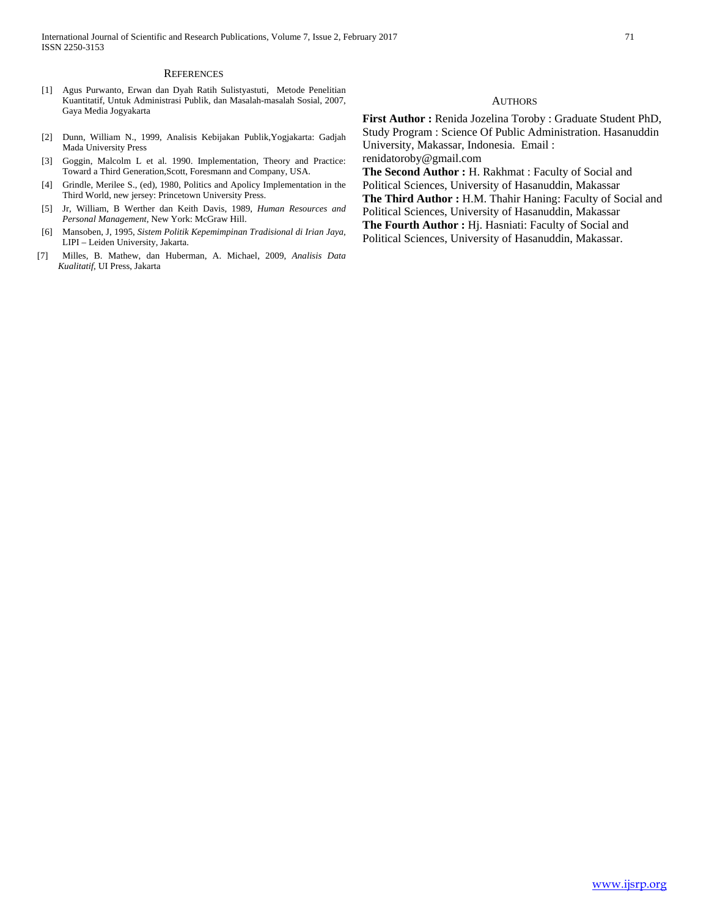## REFERENCES

[1] Agus Purwanto, Erwan dan Dyah Ratih Sulistyastuti, Metode Penelitian Kuantitatif, Untuk Administrasi Publik, dan Masalah-masalah Sosial, 2007, Gaya Media Jogyakarta

[2] Dunn, William N., 1999, Analisis Kebijakan Publik,Yogjakarta: Gadjah Mada University Press

[3] Goggin, Malcolm L et al. 1990. Implementation, Theory and Practice: Toward a Third Generation,Scott, Foresmann and Company, USA.

[4] Grindle, Merilee S., (ed), 1980, Politics and Apolicy Implementation in the Third World, new jersey: Princetown University Press.

[5] Jr, William, B Werther dan Keith Davis, 1989, *Human Resources and Personal Management,* New York: McGraw Hill.

[6] Mansoben, J, 1995, *Sistem Politik Kepemimpinan Tradisional di Irian Jaya,* LIPI – Leiden University, Jakarta.

[7] Milles, B. Mathew, dan Huberman, A. Michael, 2009, *Analisis Data Kualitatif,* UI Press, Jakarta

## AUTHORS

**First Author :** Renida Jozelina Toroby : Graduate Student PhD, Study Program : Science Of Public Administration. Hasanuddin University, Makassar, Indonesia. Email : renidatoroby@gmail.com

**The Second Author :** H. Rakhmat : Faculty of Social and Political Sciences, University of Hasanuddin, Makassar

**The Third Author :** H.M. Thahir Haning: Faculty of Social and Political Sciences, University of Hasanuddin, Makassar

**The Fourth Author :** Hj. Hasniati: Faculty of Social and Political Sciences, University of Hasanuddin, Makassar.